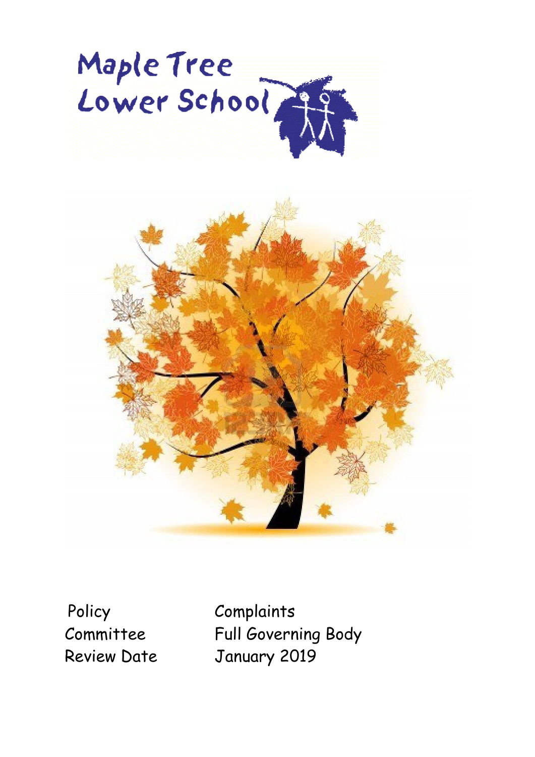# Maple Tree Lower School

| | |
|---|---|
| Policy | Complaints |
| Committee | Full Governing Body |
| Review Date | January 2019 |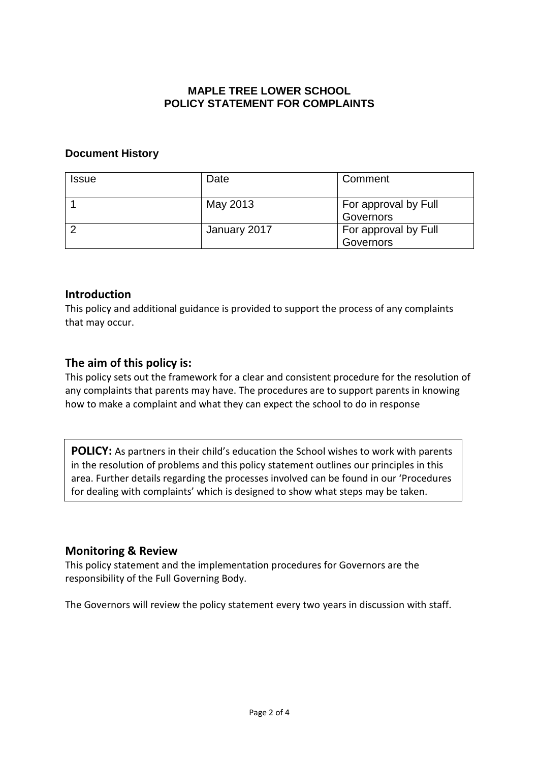# MAPLE TREE LOWER SCHOOL
# POLICY STATEMENT FOR COMPLAINTS

### Document History

| Issue | Date | Comment |
|---|---|---|
| 1 | May 2013 | For approval by Full Governors |
| 2 | January 2017 | For approval by Full Governors |

## Introduction

This policy and additional guidance is provided to support the process of any complaints that may occur.

## The aim of this policy is:

This policy sets out the framework for a clear and consistent procedure for the resolution of any complaints that parents may have. The procedures are to support parents in knowing how to make a complaint and what they can expect the school to do in response

**POLICY:** As partners in their child's education the School wishes to work with parents in the resolution of problems and this policy statement outlines our principles in this area. Further details regarding the processes involved can be found in our 'Procedures for dealing with complaints' which is designed to show what steps may be taken.

## Monitoring & Review

This policy statement and the implementation procedures for Governors are the responsibility of the Full Governing Body.

The Governors will review the policy statement every two years in discussion with staff.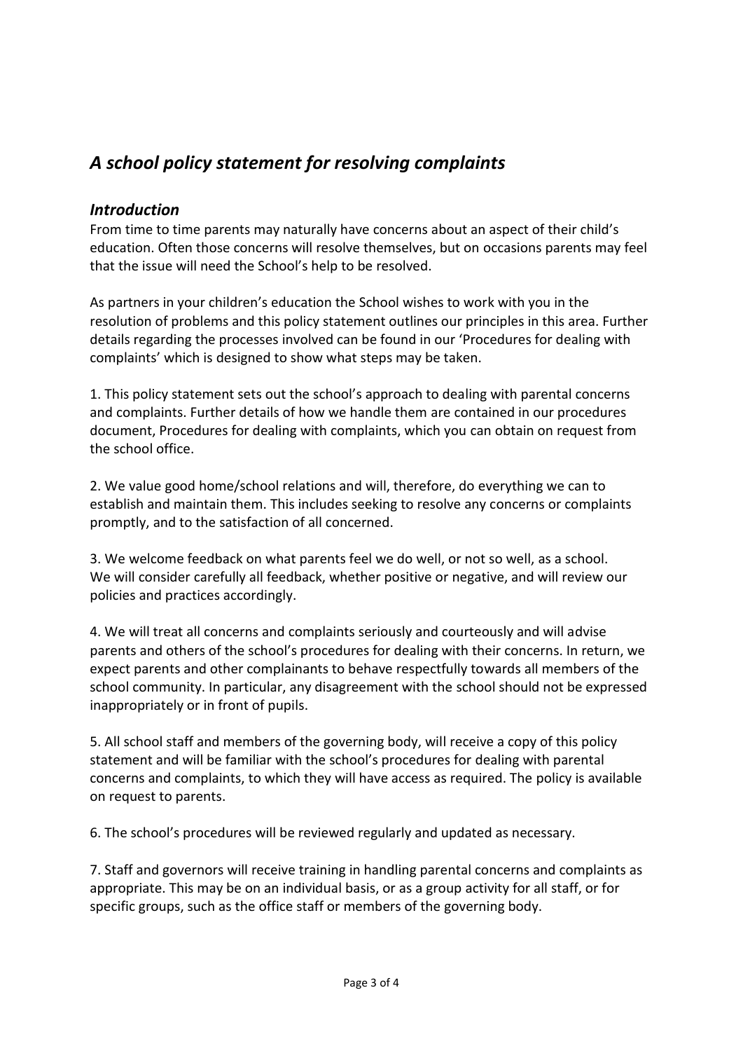## *A school policy statement for resolving complaints*

### *Introduction*

From time to time parents may naturally have concerns about an aspect of their child's education. Often those concerns will resolve themselves, but on occasions parents may feel that the issue will need the School's help to be resolved.

As partners in your children's education the School wishes to work with you in the resolution of problems and this policy statement outlines our principles in this area. Further details regarding the processes involved can be found in our 'Procedures for dealing with complaints' which is designed to show what steps may be taken.

1. This policy statement sets out the school's approach to dealing with parental concerns and complaints. Further details of how we handle them are contained in our procedures document, Procedures for dealing with complaints, which you can obtain on request from the school office.

2. We value good home/school relations and will, therefore, do everything we can to establish and maintain them. This includes seeking to resolve any concerns or complaints promptly, and to the satisfaction of all concerned.

3. We welcome feedback on what parents feel we do well, or not so well, as a school. We will consider carefully all feedback, whether positive or negative, and will review our policies and practices accordingly.

4. We will treat all concerns and complaints seriously and courteously and will advise parents and others of the school's procedures for dealing with their concerns. In return, we expect parents and other complainants to behave respectfully towards all members of the school community. In particular, any disagreement with the school should not be expressed inappropriately or in front of pupils.

5. All school staff and members of the governing body, will receive a copy of this policy statement and will be familiar with the school's procedures for dealing with parental concerns and complaints, to which they will have access as required. The policy is available on request to parents.

6. The school's procedures will be reviewed regularly and updated as necessary.

7. Staff and governors will receive training in handling parental concerns and complaints as appropriate. This may be on an individual basis, or as a group activity for all staff, or for specific groups, such as the office staff or members of the governing body.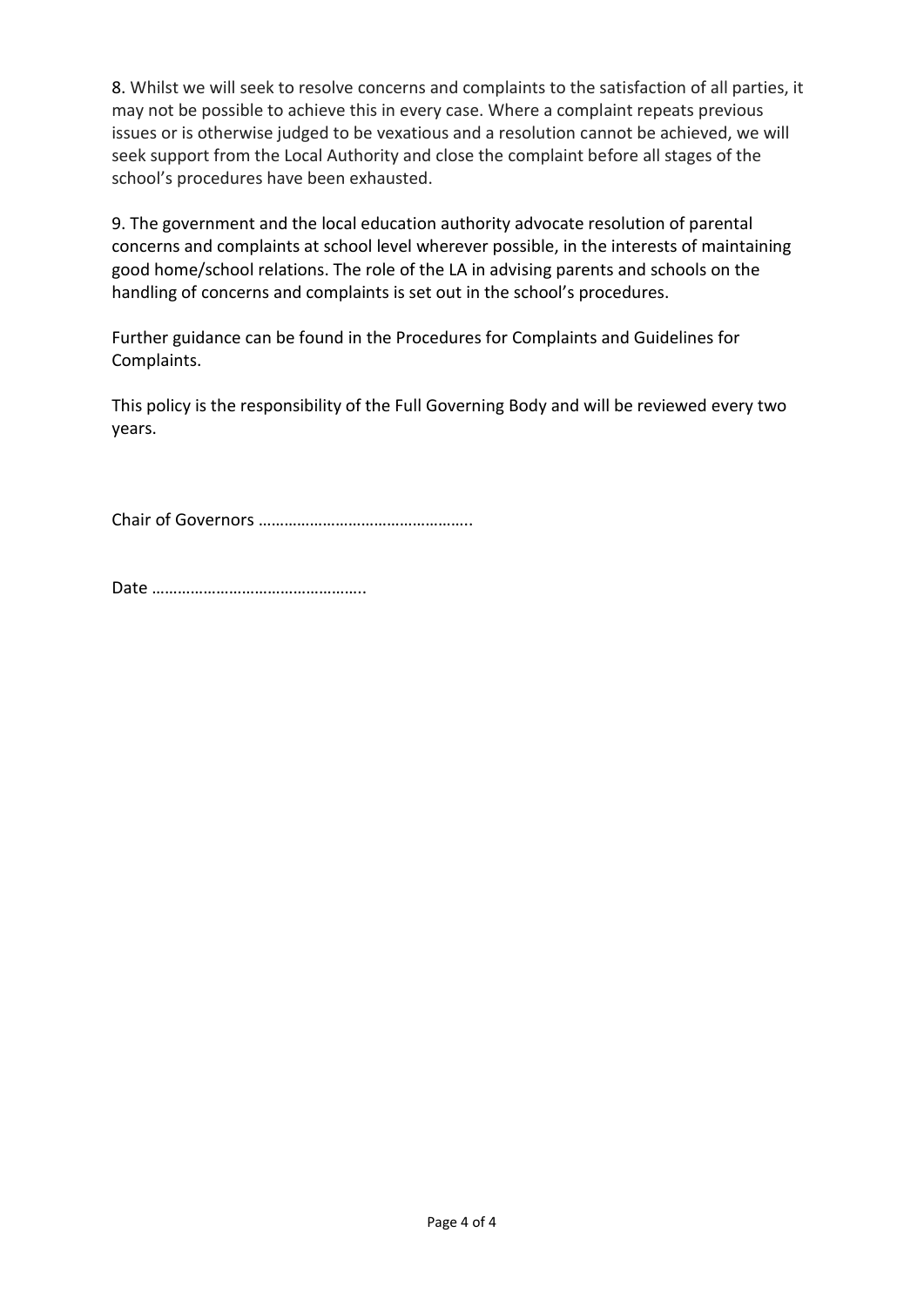8. Whilst we will seek to resolve concerns and complaints to the satisfaction of all parties, it may not be possible to achieve this in every case. Where a complaint repeats previous issues or is otherwise judged to be vexatious and a resolution cannot be achieved, we will seek support from the Local Authority and close the complaint before all stages of the school's procedures have been exhausted.

9. The government and the local education authority advocate resolution of parental concerns and complaints at school level wherever possible, in the interests of maintaining good home/school relations. The role of the LA in advising parents and schools on the handling of concerns and complaints is set out in the school's procedures.

Further guidance can be found in the Procedures for Complaints and Guidelines for Complaints.

This policy is the responsibility of the Full Governing Body and will be reviewed every two years.

Chair of Governors …………………………………………..

Date …………………………………………..